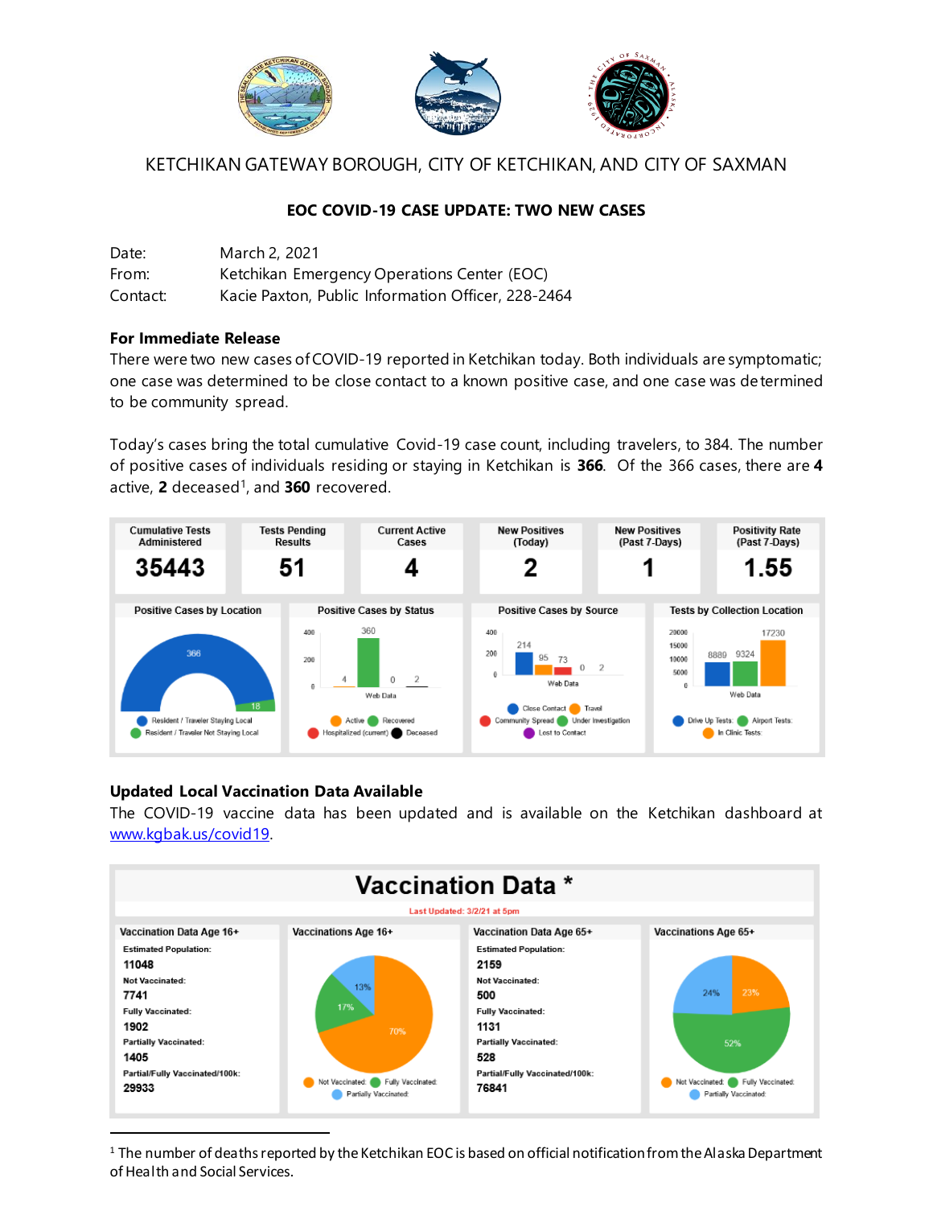KETCHIKAN GATEWAY BOROUGH, CITY OF KETCHIKAN, AND CITY OF SAXMAN

**EOC COVID-19 CASE UPDATE: TWO NEW CASES**

Date: March 2, 2021
From: Ketchikan Emergency Operations Center (EOC)
Contact: Kacie Paxton, Public Information Officer, 228-2464

**For Immediate Release**

There were two new cases of COVID-19 reported in Ketchikan today. Both individuals are symptomatic; one case was determined to be close contact to a known positive case, and one case was determined to be community spread.

Today's cases bring the total cumulative Covid-19 case count, including travelers, to 384. The number of positive cases of individuals residing or staying in Ketchikan is **366**. Of the 366 cases, there are **4** active, **2** deceased[1], and **360** recovered.

| Cumulative Tests Administered | Tests Pending Results | Current Active Cases | New Positives (Today) | New Positives (Past 7-Days) | Positivity Rate (Past 7-Days) |
|---|---|---|---|---|---|
| 35443 | 51 | 4 | 2 | 1 | 1.55 |

**Positive Cases by Location**

| Location | Cases |
|---|---|
| Resident / Traveler Staying Local | 366 |
| Resident / Traveler Not Staying Local | 18 |

**Positive Cases by Status**

| Status | Cases |
|---|---|
| Active | 4 |
| Recovered | 360 |
| Hospitalized (current) | 0 |
| Deceased | 2 |

**Positive Cases by Source**

| Source | Cases |
|---|---|
| Close Contact | 214 |
| Travel | 95 |
| Community Spread | 73 |
| Under Investigation | 0 |
| Lost to Contact | 2 |

**Tests by Collection Location**

| Location | Tests |
|---|---|
| Drive Up Tests | 8889 |
| Airport Tests | 9324 |
| In Clinic Tests | 17230 |

**Updated Local Vaccination Data Available**

The COVID-19 vaccine data has been updated and is available on the Ketchikan dashboard at www.kgbak.us/covid19.

**Vaccination Data ***

Last Updated: 3/2/21 at 5pm

| | Vaccination Data Age 16+ | Vaccination Data Age 65+ |
|---|---|---|
| Estimated Population | 11048 | 2159 |
| Not Vaccinated | 7741 | 500 |
| Fully Vaccinated | 1902 | 1131 |
| Partially Vaccinated | 1405 | 528 |
| Partial/Fully Vaccinated/100k | 29933 | 76841 |

| | Vaccinations Age 16+ | Vaccinations Age 65+ |
|---|---|---|
| Not Vaccinated | 70% | 23% |
| Fully Vaccinated | 17% | 52% |
| Partially Vaccinated | 13% | 24% |

[1] The number of deaths reported by the Ketchikan EOC is based on official notification from the Alaska Department of Health and Social Services.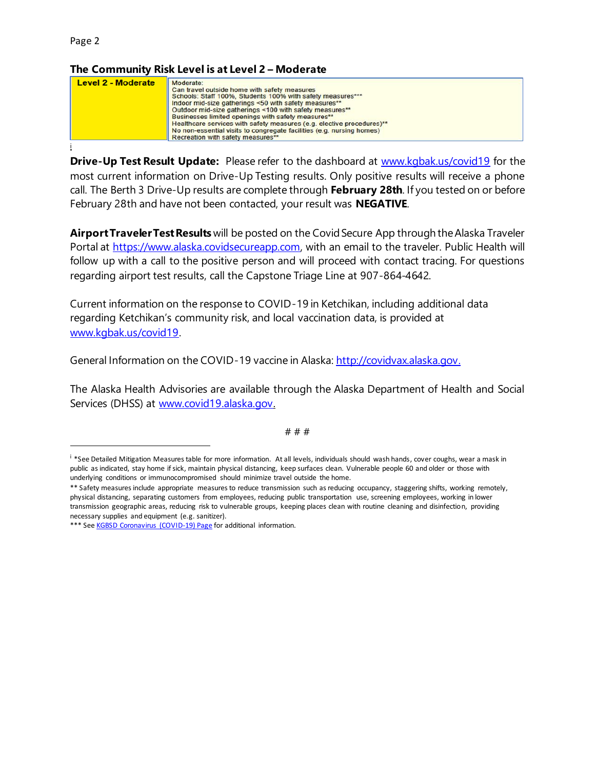### The Community Risk Level is at Level 2 – Moderate

| | |
|---|---|
| Level 2 - Moderate | Moderate:<br>Can travel outside home with safety measures<br>Schools: Staff 100%, Students 100% with safety measures***<br>Indoor mid-size gatherings <50 with safety measures**<br>Outdoor mid-size gatherings <100 with safety measures**<br>Businesses limited openings with safety measures**<br>Healthcare services with safety measures (e.g. elective procedures)**<br>No non-essential visits to congregate facilities (e.g. nursing homes)<br>Recreation with safety measures** |

[i]

**Drive-Up Test Result Update:** Please refer to the dashboard at www.kgbak.us/covid19 for the most current information on Drive-Up Testing results. Only positive results will receive a phone call. The Berth 3 Drive-Up results are complete through **February 28th**. If you tested on or before February 28th and have not been contacted, your result was **NEGATIVE**.

**Airport Traveler Test Results** will be posted on the Covid Secure App through the Alaska Traveler Portal at https://www.alaska.covidsecureapp.com, with an email to the traveler. Public Health will follow up with a call to the positive person and will proceed with contact tracing. For questions regarding airport test results, call the Capstone Triage Line at 907-864-4642.

Current information on the response to COVID-19 in Ketchikan, including additional data regarding Ketchikan's community risk, and local vaccination data, is provided at www.kgbak.us/covid19.

General Information on the COVID-19 vaccine in Alaska: http://covidvax.alaska.gov.

The Alaska Health Advisories are available through the Alaska Department of Health and Social Services (DHSS) at www.covid19.alaska.gov.

# # #

[i] *See Detailed Mitigation Measures table for more information. At all levels, individuals should wash hands, cover coughs, wear a mask in public as indicated, stay home if sick, maintain physical distancing, keep surfaces clean. Vulnerable people 60 and older or those with underlying conditions or immunocompromised should minimize travel outside the home.

** Safety measures include appropriate measures to reduce transmission such as reducing occupancy, staggering shifts, working remotely, physical distancing, separating customers from employees, reducing public transportation use, screening employees, working in lower transmission geographic areas, reducing risk to vulnerable groups, keeping places clean with routine cleaning and disinfection, providing necessary supplies and equipment (e.g. sanitizer).

*** See KGBSD Coronavirus (COVID-19) Page for additional information.